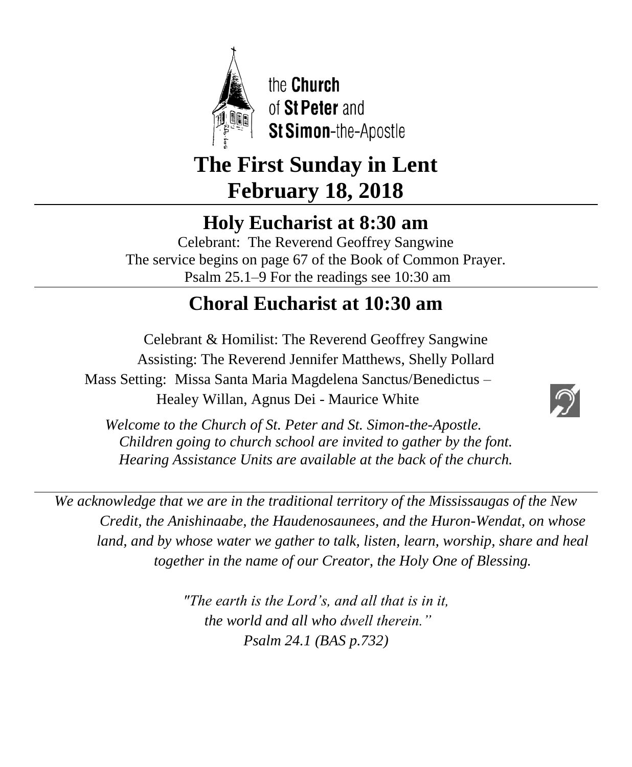the **Church**
of **St Peter** and
**St Simon**-the-Apostle

# The First Sunday in Lent
# February 18, 2018

## Holy Eucharist at 8:30 am

Celebrant: The Reverend Geoffrey Sangwine
The service begins on page 67 of the Book of Common Prayer.
Psalm 25.1–9 For the readings see 10:30 am

## Choral Eucharist at 10:30 am

Celebrant & Homilist: The Reverend Geoffrey Sangwine
Assisting: The Reverend Jennifer Matthews, Shelly Pollard
Mass Setting: Missa Santa Maria Magdelena Sanctus/Benedictus – Healey Willan, Agnus Dei - Maurice White

*Welcome to the Church of St. Peter and St. Simon-the-Apostle.*
*Children going to church school are invited to gather by the font.*
*Hearing Assistance Units are available at the back of the church.*

*We acknowledge that we are in the traditional territory of the Mississaugas of the New Credit, the Anishinaabe, the Haudenosaunees, and the Huron-Wendat, on whose land, and by whose water we gather to talk, listen, learn, worship, share and heal together in the name of our Creator, the Holy One of Blessing.*

*"The earth is the Lord's, and all that is in it,*
*the world and all who dwell therein."*
*Psalm 24.1 (BAS p.732)*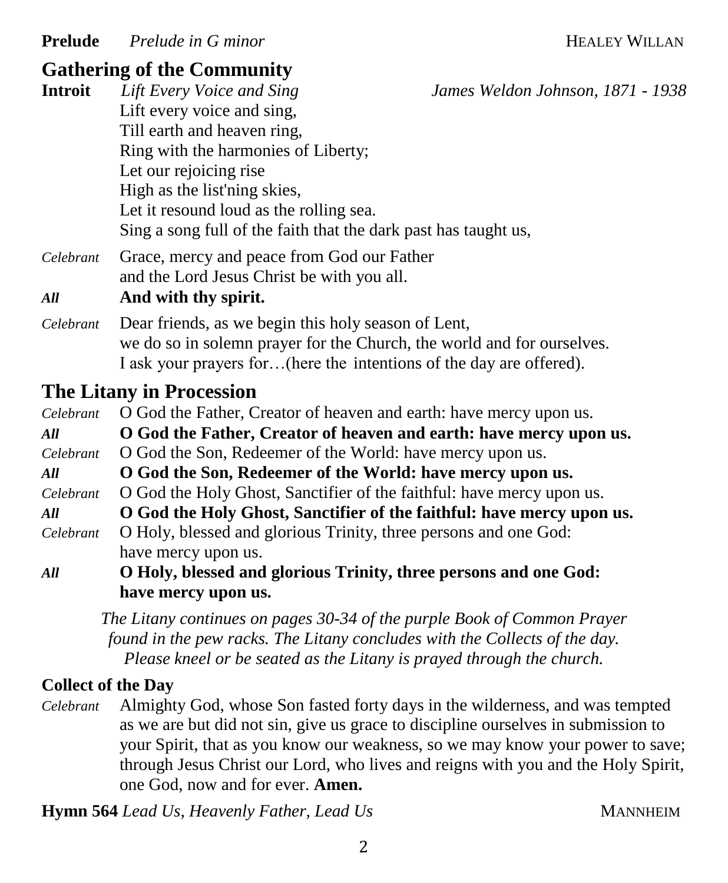**Prelude** *Prelude in G minor* HEALEY WILLAN

## Gathering of the Community

**Introit** *Lift Every Voice and Sing* *James Weldon Johnson, 1871 - 1938*

Lift every voice and sing,
Till earth and heaven ring,
Ring with the harmonies of Liberty;
Let our rejoicing rise
High as the list'ning skies,
Let it resound loud as the rolling sea.
Sing a song full of the faith that the dark past has taught us,

*Celebrant* Grace, mercy and peace from God our Father
and the Lord Jesus Christ be with you all.

***All*** **And with thy spirit.**

*Celebrant* Dear friends, as we begin this holy season of Lent,
we do so in solemn prayer for the Church, the world and for ourselves.
I ask your prayers for…(here the intentions of the day are offered).

## The Litany in Procession

*Celebrant* O God the Father, Creator of heaven and earth: have mercy upon us.

***All*** **O God the Father, Creator of heaven and earth: have mercy upon us.**

*Celebrant* O God the Son, Redeemer of the World: have mercy upon us.

***All*** **O God the Son, Redeemer of the World: have mercy upon us.**

*Celebrant* O God the Holy Ghost, Sanctifier of the faithful: have mercy upon us.

***All*** **O God the Holy Ghost, Sanctifier of the faithful: have mercy upon us.**

*Celebrant* O Holy, blessed and glorious Trinity, three persons and one God:
have mercy upon us.

***All*** **O Holy, blessed and glorious Trinity, three persons and one God:
have mercy upon us.**

*The Litany continues on pages 30-34 of the purple Book of Common Prayer found in the pew racks. The Litany concludes with the Collects of the day. Please kneel or be seated as the Litany is prayed through the church.*

**Collect of the Day**

*Celebrant* Almighty God, whose Son fasted forty days in the wilderness, and was tempted as we are but did not sin, give us grace to discipline ourselves in submission to your Spirit, that as you know our weakness, so we may know your power to save; through Jesus Christ our Lord, who lives and reigns with you and the Holy Spirit, one God, now and for ever. **Amen.**

**Hymn 564** *Lead Us, Heavenly Father, Lead Us* MANNHEIM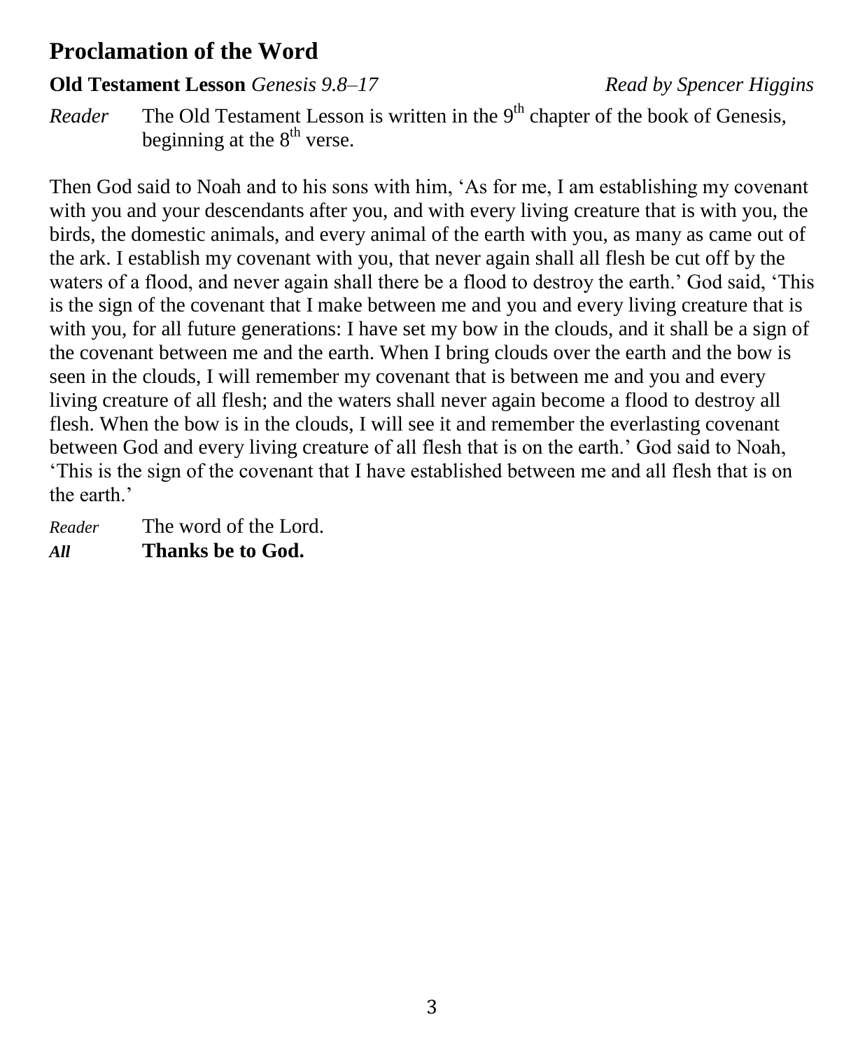## Proclamation of the Word

**Old Testament Lesson** *Genesis 9.8–17* *Read by Spencer Higgins*

*Reader* The Old Testament Lesson is written in the 9th chapter of the book of Genesis, beginning at the 8th verse.

Then God said to Noah and to his sons with him, 'As for me, I am establishing my covenant with you and your descendants after you, and with every living creature that is with you, the birds, the domestic animals, and every animal of the earth with you, as many as came out of the ark. I establish my covenant with you, that never again shall all flesh be cut off by the waters of a flood, and never again shall there be a flood to destroy the earth.' God said, 'This is the sign of the covenant that I make between me and you and every living creature that is with you, for all future generations: I have set my bow in the clouds, and it shall be a sign of the covenant between me and the earth. When I bring clouds over the earth and the bow is seen in the clouds, I will remember my covenant that is between me and you and every living creature of all flesh; and the waters shall never again become a flood to destroy all flesh. When the bow is in the clouds, I will see it and remember the everlasting covenant between God and every living creature of all flesh that is on the earth.' God said to Noah, 'This is the sign of the covenant that I have established between me and all flesh that is on the earth.'

*Reader* The word of the Lord.
***All*** **Thanks be to God.**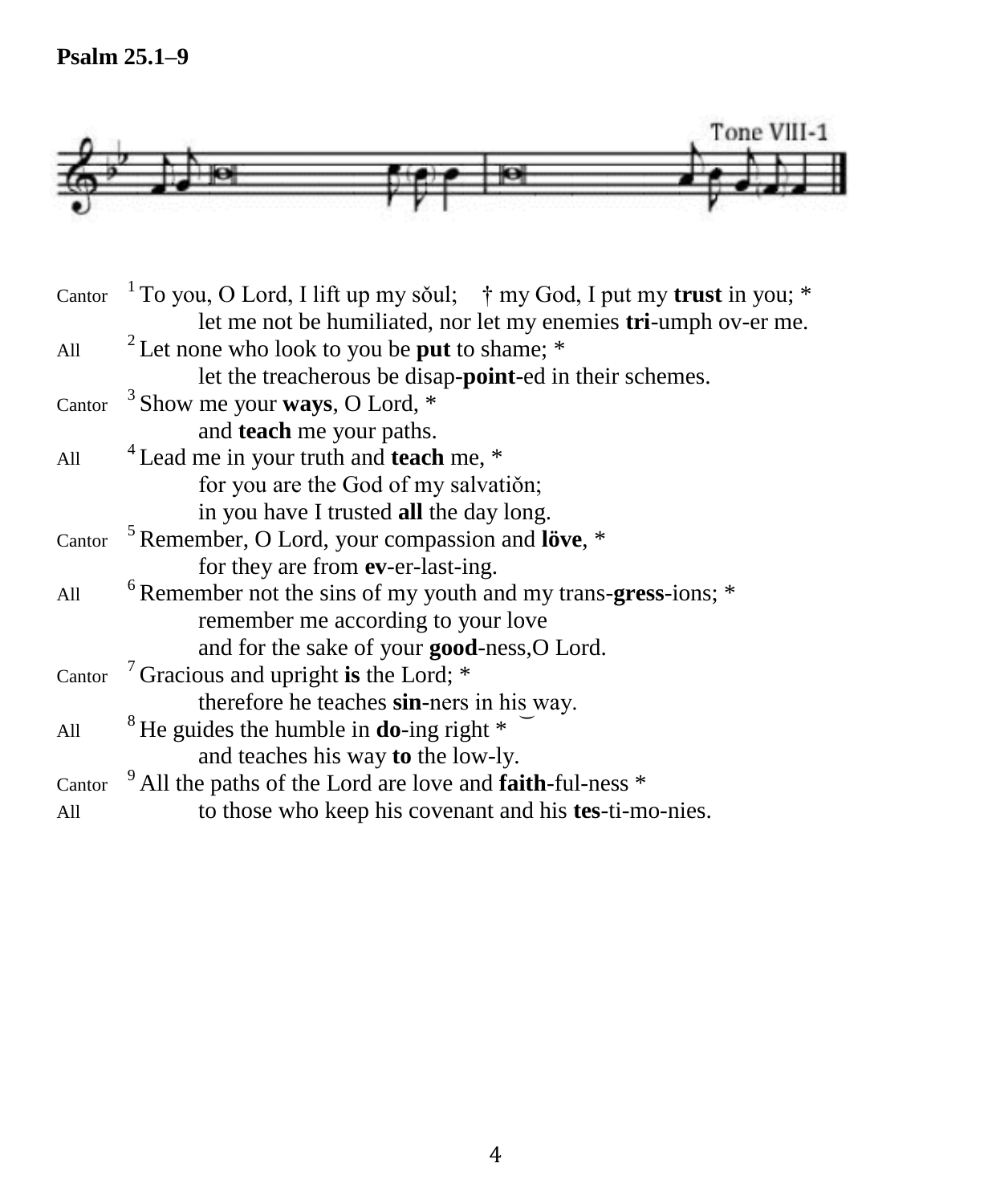**Psalm 25.1–9**

Tone VIII-1

Cantor [1] To you, O Lord, I lift up my sǒul; † my God, I put my **trust** in you; *
let me not be humiliated, nor let my enemies **tri**-umph ov-er me.

All [2] Let none who look to you be **put** to shame; *
let the treacherous be disap-**point**-ed in their schemes.

Cantor [3] Show me your **ways**, O Lord, *
and **teach** me your paths.

All [4] Lead me in your truth and **teach** me, *
for you are the God of my salvatiǒn;
in you have I trusted **all** the day long.

Cantor [5] Remember, O Lord, your compassion and **löve**, *
for they are from **ev**-er-last-ing.

All [6] Remember not the sins of my youth and my trans-**gress**-ions; *
remember me according to your love
and for the sake of your **good**-ness,O Lord.

Cantor [7] Gracious and upright **is** the Lord; *
therefore he teaches **sin**-ners in his‿way.

All [8] He guides the humble in **do**-ing right *
and teaches his way **to** the low-ly.

Cantor [9] All the paths of the Lord are love and **faith**-ful-ness *

All to those who keep his covenant and his **tes**-ti-mo-nies.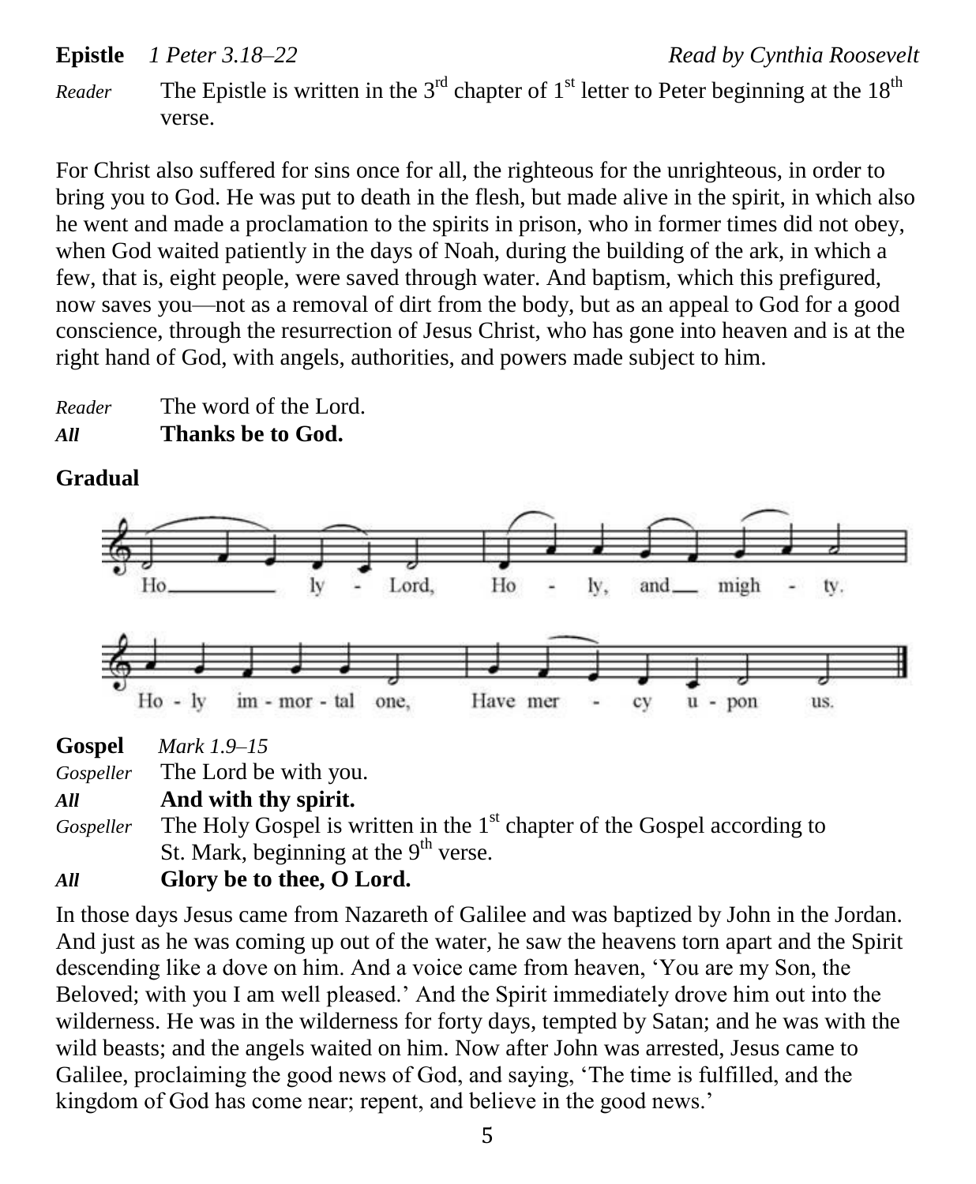**Epistle** *1 Peter 3.18–22* *Read by Cynthia Roosevelt*

*Reader* The Epistle is written in the 3rd chapter of 1st letter to Peter beginning at the 18th verse.

For Christ also suffered for sins once for all, the righteous for the unrighteous, in order to bring you to God. He was put to death in the flesh, but made alive in the spirit, in which also he went and made a proclamation to the spirits in prison, who in former times did not obey, when God waited patiently in the days of Noah, during the building of the ark, in which a few, that is, eight people, were saved through water. And baptism, which this prefigured, now saves you—not as a removal of dirt from the body, but as an appeal to God for a good conscience, through the resurrection of Jesus Christ, who has gone into heaven and is at the right hand of God, with angels, authorities, and powers made subject to him.

*Reader* The word of the Lord.
***All*** **Thanks be to God.**

**Gradual**

Ho - ly Lord, Ho - ly, and migh - ty.
Ho - ly im - mor - tal one, Have mer - cy u - pon us.

**Gospel** *Mark 1.9–15*

*Gospeller* The Lord be with you.
***All*** **And with thy spirit.**
*Gospeller* The Holy Gospel is written in the 1st chapter of the Gospel according to St. Mark, beginning at the 9th verse.
***All*** **Glory be to thee, O Lord.**

In those days Jesus came from Nazareth of Galilee and was baptized by John in the Jordan. And just as he was coming up out of the water, he saw the heavens torn apart and the Spirit descending like a dove on him. And a voice came from heaven, 'You are my Son, the Beloved; with you I am well pleased.' And the Spirit immediately drove him out into the wilderness. He was in the wilderness for forty days, tempted by Satan; and he was with the wild beasts; and the angels waited on him. Now after John was arrested, Jesus came to Galilee, proclaiming the good news of God, and saying, 'The time is fulfilled, and the kingdom of God has come near; repent, and believe in the good news.'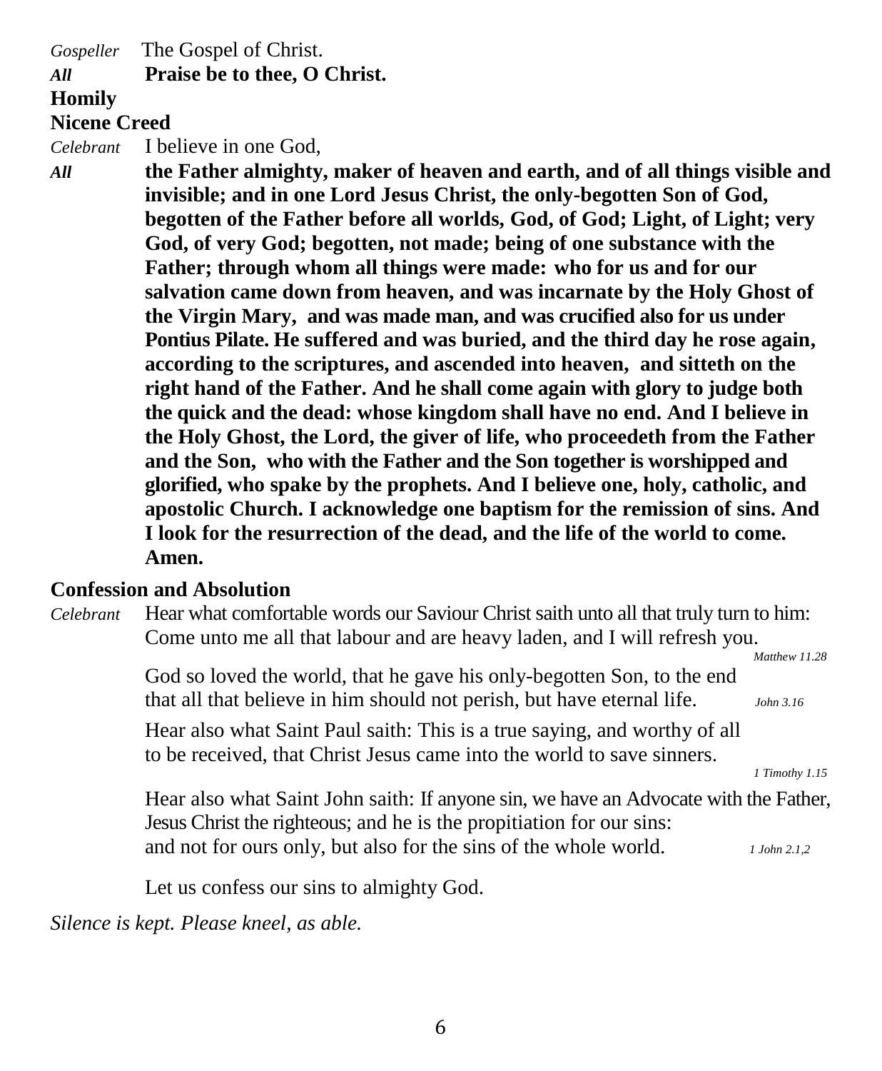*Gospeller* The Gospel of Christ.

***All*** **Praise be to thee, O Christ.**

**Homily**

**Nicene Creed**

*Celebrant* I believe in one God,

***All*** **the Father almighty, maker of heaven and earth, and of all things visible and invisible; and in one Lord Jesus Christ, the only-begotten Son of God, begotten of the Father before all worlds, God, of God; Light, of Light; very God, of very God; begotten, not made; being of one substance with the Father; through whom all things were made: who for us and for our salvation came down from heaven, and was incarnate by the Holy Ghost of the Virgin Mary, and was made man, and was crucified also for us under Pontius Pilate. He suffered and was buried, and the third day he rose again, according to the scriptures, and ascended into heaven, and sitteth on the right hand of the Father. And he shall come again with glory to judge both the quick and the dead: whose kingdom shall have no end. And I believe in the Holy Ghost, the Lord, the giver of life, who proceedeth from the Father and the Son, who with the Father and the Son together is worshipped and glorified, who spake by the prophets. And I believe one, holy, catholic, and apostolic Church. I acknowledge one baptism for the remission of sins. And I look for the resurrection of the dead, and the life of the world to come. Amen.**

**Confession and Absolution**

*Celebrant* Hear what comfortable words our Saviour Christ saith unto all that truly turn to him: Come unto me all that labour and are heavy laden, and I will refresh you. *Matthew 11.28*

God so loved the world, that he gave his only-begotten Son, to the end that all that believe in him should not perish, but have eternal life. *John 3.16*

Hear also what Saint Paul saith: This is a true saying, and worthy of all to be received, that Christ Jesus came into the world to save sinners. *1 Timothy 1.15*

Hear also what Saint John saith: If anyone sin, we have an Advocate with the Father, Jesus Christ the righteous; and he is the propitiation for our sins: and not for ours only, but also for the sins of the whole world. *1 John 2.1,2*

Let us confess our sins to almighty God.

*Silence is kept. Please kneel, as able.*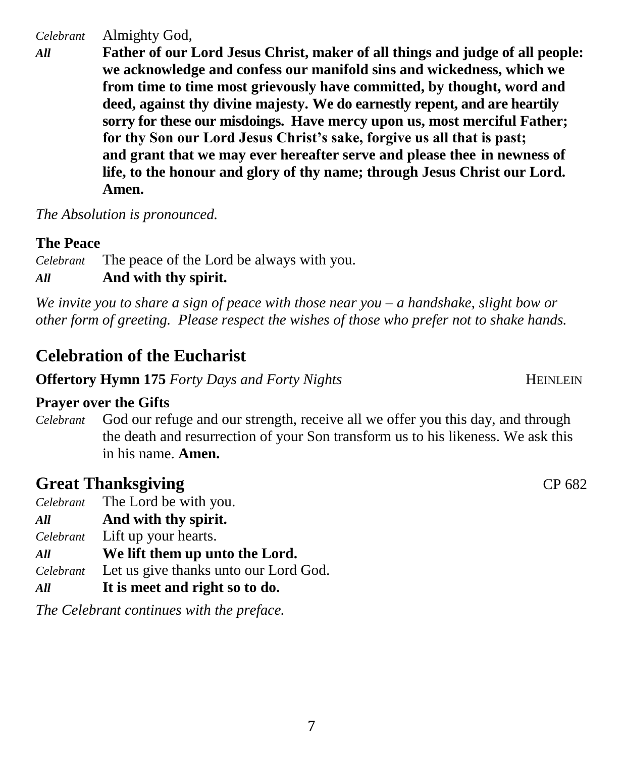*Celebrant* Almighty God,

***All*** **Father of our Lord Jesus Christ, maker of all things and judge of all people: we acknowledge and confess our manifold sins and wickedness, which we from time to time most grievously have committed, by thought, word and deed, against thy divine majesty. We do earnestly repent, and are heartily sorry for these our misdoings. Have mercy upon us, most merciful Father; for thy Son our Lord Jesus Christ's sake, forgive us all that is past; and grant that we may ever hereafter serve and please thee in newness of life, to the honour and glory of thy name; through Jesus Christ our Lord. Amen.**

*The Absolution is pronounced.*

**The Peace**

*Celebrant* The peace of the Lord be always with you.

***All*** **And with thy spirit.**

*We invite you to share a sign of peace with those near you – a handshake, slight bow or other form of greeting. Please respect the wishes of those who prefer not to shake hands.*

## Celebration of the Eucharist

**Offertory Hymn 175** *Forty Days and Forty Nights* HEINLEIN

**Prayer over the Gifts**

*Celebrant* God our refuge and our strength, receive all we offer you this day, and through the death and resurrection of your Son transform us to his likeness. We ask this in his name. **Amen.**

## Great Thanksgiving CP 682

*Celebrant* The Lord be with you.

***All*** **And with thy spirit.**

*Celebrant* Lift up your hearts.

***All*** **We lift them up unto the Lord.**

*Celebrant* Let us give thanks unto our Lord God.

***All*** **It is meet and right so to do.**

*The Celebrant continues with the preface.*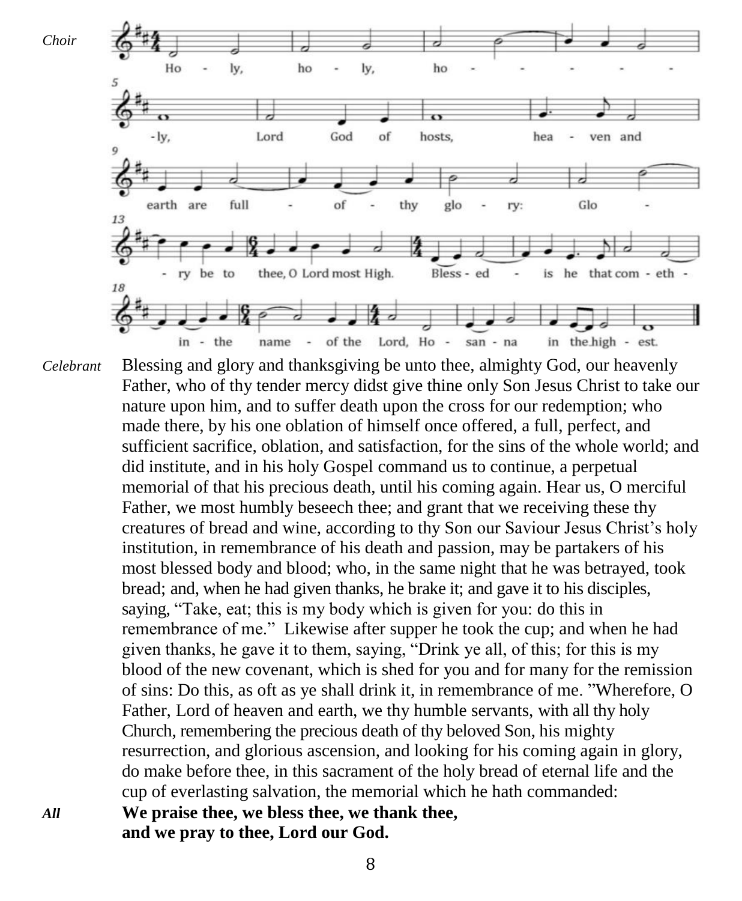*Choir*

Holy, holy, holy, Lord God of hosts, heaven and earth are full of thy glory: Glory be to thee, O Lord most High. Blessed is he that cometh in the name of the Lord, Hosanna in the highest.

*Celebrant* Blessing and glory and thanksgiving be unto thee, almighty God, our heavenly Father, who of thy tender mercy didst give thine only Son Jesus Christ to take our nature upon him, and to suffer death upon the cross for our redemption; who made there, by his one oblation of himself once offered, a full, perfect, and sufficient sacrifice, oblation, and satisfaction, for the sins of the whole world; and did institute, and in his holy Gospel command us to continue, a perpetual memorial of that his precious death, until his coming again. Hear us, O merciful Father, we most humbly beseech thee; and grant that we receiving these thy creatures of bread and wine, according to thy Son our Saviour Jesus Christ's holy institution, in remembrance of his death and passion, may be partakers of his most blessed body and blood; who, in the same night that he was betrayed, took bread; and, when he had given thanks, he brake it; and gave it to his disciples, saying, "Take, eat; this is my body which is given for you: do this in remembrance of me." Likewise after supper he took the cup; and when he had given thanks, he gave it to them, saying, "Drink ye all, of this; for this is my blood of the new covenant, which is shed for you and for many for the remission of sins: Do this, as oft as ye shall drink it, in remembrance of me. "Wherefore, O Father, Lord of heaven and earth, we thy humble servants, with all thy holy Church, remembering the precious death of thy beloved Son, his mighty resurrection, and glorious ascension, and looking for his coming again in glory, do make before thee, in this sacrament of the holy bread of eternal life and the cup of everlasting salvation, the memorial which he hath commanded:

***All*** **We praise thee, we bless thee, we thank thee,**
**and we pray to thee, Lord our God.**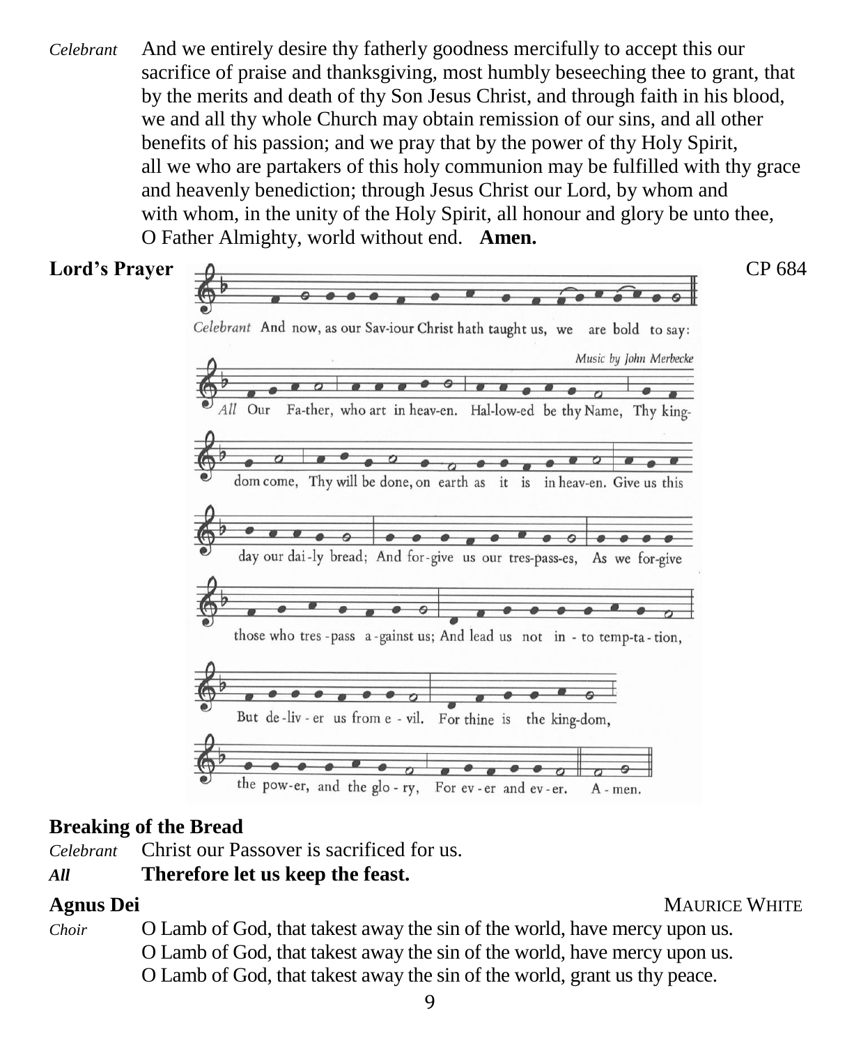*Celebrant* And we entirely desire thy fatherly goodness mercifully to accept this our sacrifice of praise and thanksgiving, most humbly beseeching thee to grant, that by the merits and death of thy Son Jesus Christ, and through faith in his blood, we and all thy whole Church may obtain remission of our sins, and all other benefits of his passion; and we pray that by the power of thy Holy Spirit, all we who are partakers of this holy communion may be fulfilled with thy grace and heavenly benediction; through Jesus Christ our Lord, by whom and with whom, in the unity of the Holy Spirit, all honour and glory be unto thee, O Father Almighty, world without end. **Amen.**

**Lord's Prayer** CP 684

*Celebrant* And now, as our Sav-iour Christ hath taught us, we are bold to say:

*Music by John Merbecke*

*All* Our Fa-ther, who art in heav-en. Hal-low-ed be thy Name, Thy king-dom come, Thy will be done, on earth as it is in heav-en. Give us this day our dai-ly bread; And for-give us our tres-pass-es, As we for-give those who tres-pass a-gainst us; And lead us not in-to temp-ta-tion, But de-liv-er us from e-vil. For thine is the king-dom, the pow-er, and the glo-ry, For ev-er and ev-er. A-men.

**Breaking of the Bread**

*Celebrant* Christ our Passover is sacrificed for us.

***All*** **Therefore let us keep the feast.**

**Agnus Dei** MAURICE WHITE

*Choir* O Lamb of God, that takest away the sin of the world, have mercy upon us.
O Lamb of God, that takest away the sin of the world, have mercy upon us.
O Lamb of God, that takest away the sin of the world, grant us thy peace.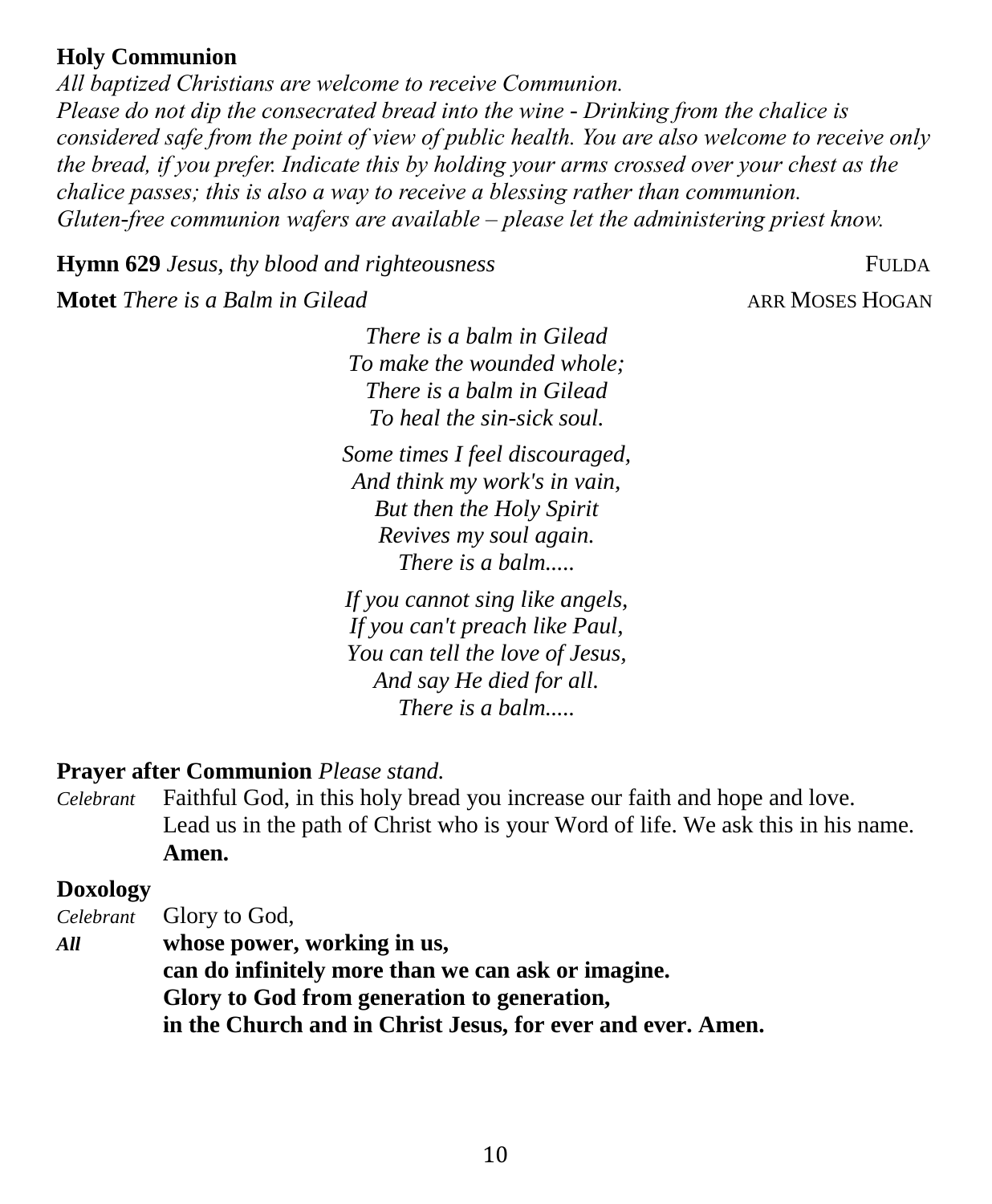**Holy Communion**

*All baptized Christians are welcome to receive Communion.*
*Please do not dip the consecrated bread into the wine - Drinking from the chalice is considered safe from the point of view of public health. You are also welcome to receive only the bread, if you prefer. Indicate this by holding your arms crossed over your chest as the chalice passes; this is also a way to receive a blessing rather than communion.*
*Gluten-free communion wafers are available – please let the administering priest know.*

**Hymn 629** *Jesus, thy blood and righteousness* FULDA

**Motet** *There is a Balm in Gilead* ARR MOSES HOGAN

*There is a balm in Gilead*
*To make the wounded whole;*
*There is a balm in Gilead*
*To heal the sin-sick soul.*

*Some times I feel discouraged,*
*And think my work's in vain,*
*But then the Holy Spirit*
*Revives my soul again.*
*There is a balm.....*

*If you cannot sing like angels,*
*If you can't preach like Paul,*
*You can tell the love of Jesus,*
*And say He died for all.*
*There is a balm.....*

**Prayer after Communion** *Please stand.*

*Celebrant* Faithful God, in this holy bread you increase our faith and hope and love. Lead us in the path of Christ who is your Word of life. We ask this in his name.
**Amen.**

**Doxology**

*Celebrant* Glory to God,
***All*** **whose power, working in us,**
**can do infinitely more than we can ask or imagine.**
**Glory to God from generation to generation,**
**in the Church and in Christ Jesus, for ever and ever. Amen.**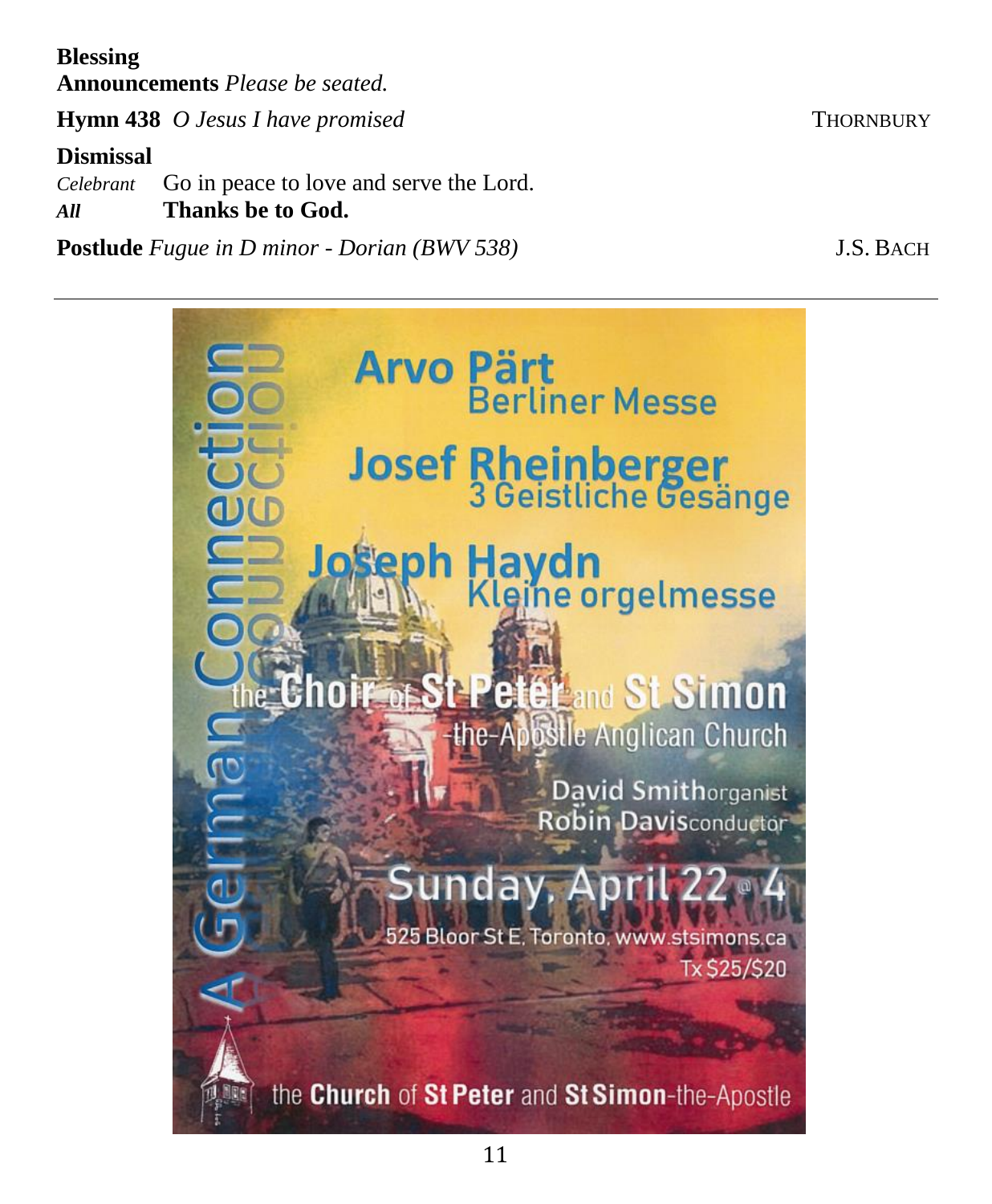**Blessing**

**Announcements** *Please be seated.*

**Hymn 438** *O Jesus I have promised* THORNBURY

**Dismissal**

*Celebrant* Go in peace to love and serve the Lord.
***All*** **Thanks be to God.**

**Postlude** *Fugue in D minor - Dorian (BWV 538)* J.S. BACH

---

A German Connection

**Arvo Pärt**
Berliner Messe

**Josef Rheinberger**
3 Geistliche Gesänge

**Joseph Haydn**
Kleine orgelmesse

**the Choir of St Peter and St Simon-the-Apostle Anglican Church**

**David Smith** organist
**Robin Davis** conductor

**Sunday, April 22 @ 4**

525 Bloor St E, Toronto, www.stsimons.ca
Tx $25/$20

the **Church** of **St Peter** and **St Simon**-the-Apostle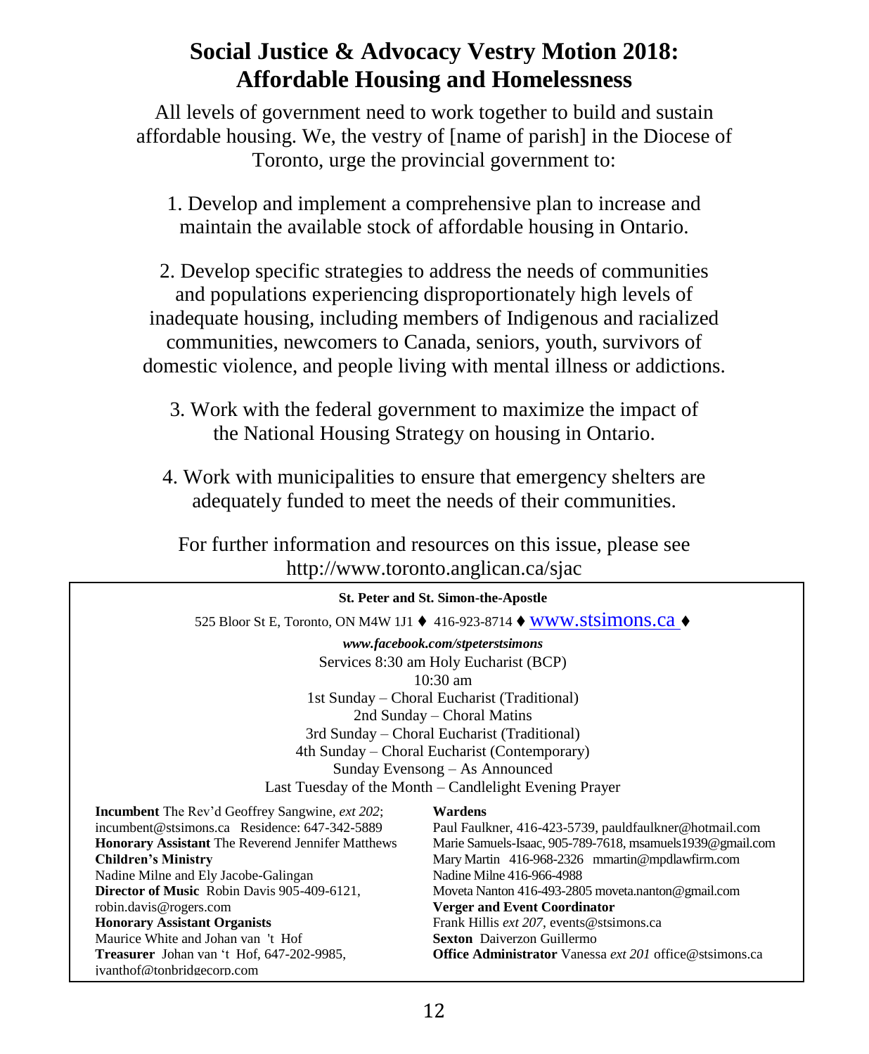# Social Justice & Advocacy Vestry Motion 2018: Affordable Housing and Homelessness

All levels of government need to work together to build and sustain affordable housing. We, the vestry of [name of parish] in the Diocese of Toronto, urge the provincial government to:

1. Develop and implement a comprehensive plan to increase and maintain the available stock of affordable housing in Ontario.

2. Develop specific strategies to address the needs of communities and populations experiencing disproportionately high levels of inadequate housing, including members of Indigenous and racialized communities, newcomers to Canada, seniors, youth, survivors of domestic violence, and people living with mental illness or addictions.

3. Work with the federal government to maximize the impact of the National Housing Strategy on housing in Ontario.

4. Work with municipalities to ensure that emergency shelters are adequately funded to meet the needs of their communities.

For further information and resources on this issue, please see http://www.toronto.anglican.ca/sjac

---

**St. Peter and St. Simon-the-Apostle**

525 Bloor St E, Toronto, ON M4W 1J1 ♦ 416-923-8714 ♦ www.stsimons.ca ♦

***www.facebook.com/stpeterstsimons***

Services 8:30 am Holy Eucharist (BCP)
10:30 am
1st Sunday – Choral Eucharist (Traditional)
2nd Sunday – Choral Matins
3rd Sunday – Choral Eucharist (Traditional)
4th Sunday – Choral Eucharist (Contemporary)
Sunday Evensong – As Announced
Last Tuesday of the Month – Candlelight Evening Prayer

**Incumbent** The Rev'd Geoffrey Sangwine, *ext 202*; incumbent@stsimons.ca Residence: 647-342-5889
**Honorary Assistant** The Reverend Jennifer Matthews
**Children's Ministry**
Nadine Milne and Ely Jacobe-Galingan
**Director of Music** Robin Davis 905-409-6121, robin.davis@rogers.com
**Honorary Assistant Organists**
Maurice White and Johan van 't Hof
**Treasurer** Johan van 't Hof, 647-202-9985, jvanthof@tonbridgecorp.com

**Wardens**
Paul Faulkner, 416-423-5739, pauldfaulkner@hotmail.com
Marie Samuels-Isaac, 905-789-7618, msamuels1939@gmail.com
Mary Martin 416-968-2326 mmartin@mpdlawfirm.com
Nadine Milne 416-966-4988
Moveta Nanton 416-493-2805 moveta.nanton@gmail.com
**Verger and Event Coordinator**
Frank Hillis *ext 207*, events@stsimons.ca
**Sexton** Daiverzon Guillermo
**Office Administrator** Vanessa *ext 201* office@stsimons.ca